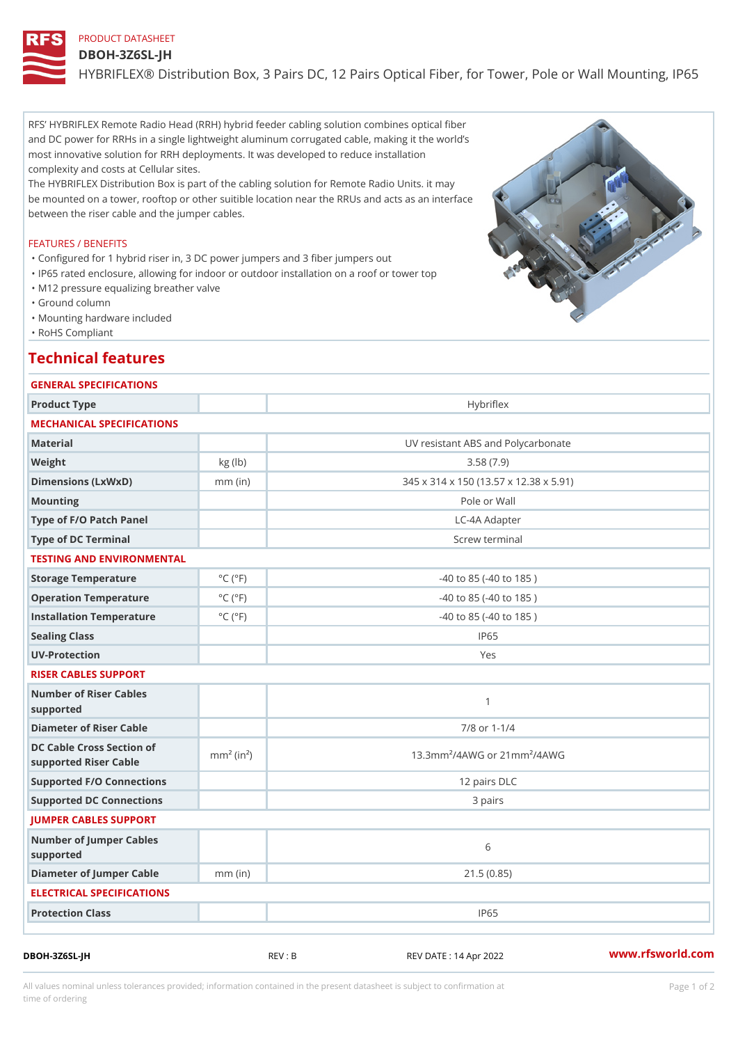PRODUCT DATASHEET

# DBOH-3Z6SL-JH

## HYBRIFLEX® Distribution Box, 3 Pairs DC, 12 Pairs Optical Fiber, for Tower, Pole or Wall Mounting, IP65

RFS' HYBRIFLEX Remote Radio Head (RRH) hybrid feeder cabling solution combines optical fiber and DC power for RRHs in a single lightweight aluminum corrugated cable, making it the world's most innovative solution for RRH deployments. It was developed to reduce installation complexity and costs at Cellular sites.
The HYBRIFLEX Distribution Box is part of the cabling solution for Remote Radio Units. it may be mounted on a tower, rooftop or other suitible location near the RRUs and acts as an interface between the riser cable and the jumper cables.

### FEATURES / BENEFITS

- Configured for 1 hybrid riser in, 3 DC power jumpers and 3 fiber jumpers out
- IP65 rated enclosure, allowing for indoor or outdoor installation on a roof or tower top
- M12 pressure equalizing breather valve
- Ground column
- Mounting hardware included
- RoHS Compliant

## Technical features

| GENERAL SPECIFICATIONS | | |
|---|---|---|
| Product Type | | Hybriflex |
| **MECHANICAL SPECIFICATIONS** | | |
| Material | | UV resistant ABS and Polycarbonate |
| Weight | kg (lb) | 3.58 (7.9) |
| Dimensions (LxWxD) | mm (in) | 345 x 314 x 150 (13.57 x 12.38 x 5.91) |
| Mounting | | Pole or Wall |
| Type of F/O Patch Panel | | LC-4A Adapter |
| Type of DC Terminal | | Screw terminal |
| **TESTING AND ENVIRONMENTAL** | | |
| Storage Temperature | °C (°F) | -40 to 85 (-40 to 185 ) |
| Operation Temperature | °C (°F) | -40 to 85 (-40 to 185 ) |
| Installation Temperature | °C (°F) | -40 to 85 (-40 to 185 ) |
| Sealing Class | | IP65 |
| UV-Protection | | Yes |
| **RISER CABLES SUPPORT** | | |
| Number of Riser Cables supported | | 1 |
| Diameter of Riser Cable | | 7/8 or 1-1/4 |
| DC Cable Cross Section of supported Riser Cable | $mm^2$ ($in^2$) | 13.3$mm^2$/4AWG or 21$mm^2$/4AWG |
| Supported F/O Connections | | 12 pairs DLC |
| Supported DC Connections | | 3 pairs |
| **JUMPER CABLES SUPPORT** | | |
| Number of Jumper Cables supported | | 6 |
| Diameter of Jumper Cable | mm (in) | 21.5 (0.85) |
| **ELECTRICAL SPECIFICATIONS** | | |
| Protection Class | | IP65 |

DBOH-3Z6SL-JH REV : B REV DATE : 14 Apr 2022 www.rfsworld.com

All values nominal unless tolerances provided; information contained in the present datasheet is subject to confirmation at time of ordering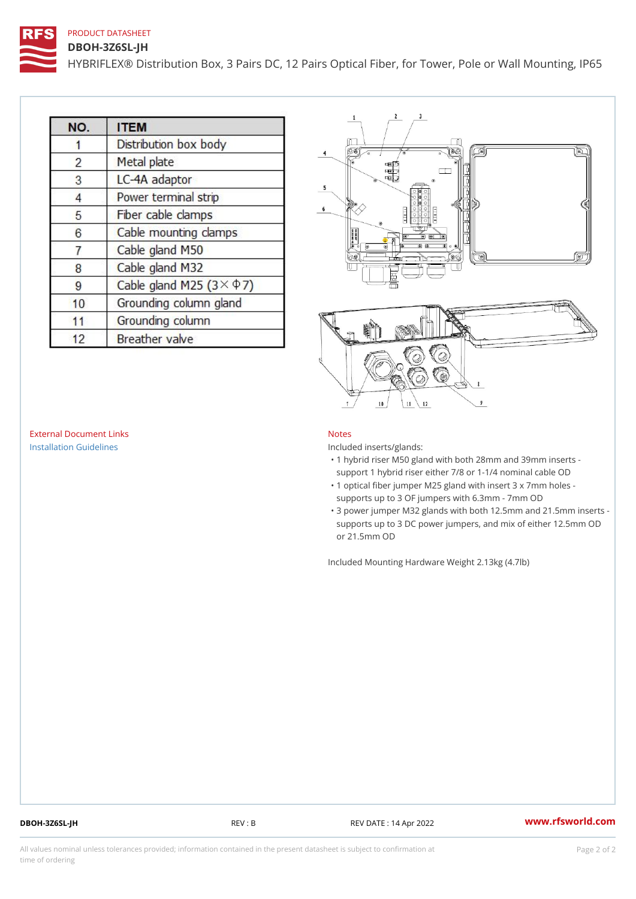PRODUCT DATASHEET

# DBOH-3Z6SL-JH

HYBRIFLEX® Distribution Box, 3 Pairs DC, 12 Pairs Optical Fiber, for Tower, Pole or Wall Mounting, IP65

| NO. | ITEM |
|---|---|
| 1 | Distribution box body |
| 2 | Metal plate |
| 3 | LC-4A adaptor |
| 4 | Power terminal strip |
| 5 | Fiber cable clamps |
| 6 | Cable mounting clamps |
| 7 | Cable gland M50 |
| 8 | Cable gland M32 |
| 9 | Cable gland M25 (3×Φ7) |
| 10 | Grounding column gland |
| 11 | Grounding column |
| 12 | Breather valve |

1 2 3 4 5 6 7 8 9 10 11 12

External Document Links

Installation Guidelines

Notes

Included inserts/glands:

- 1 hybrid riser M50 gland with both 28mm and 39mm inserts - support 1 hybrid riser either 7/8 or 1-1/4 nominal cable OD
- 1 optical fiber jumper M25 gland with insert 3 x 7mm holes - supports up to 3 OF jumpers with 6.3mm - 7mm OD
- 3 power jumper M32 glands with both 12.5mm and 21.5mm inserts - supports up to 3 DC power jumpers, and mix of either 12.5mm OD or 21.5mm OD

Included Mounting Hardware Weight 2.13kg (4.7lb)

DBOH-3Z6SL-JH REV : B REV DATE : 14 Apr 2022 www.rfsworld.com

All values nominal unless tolerances provided; information contained in the present datasheet is subject to confirmation at time of ordering